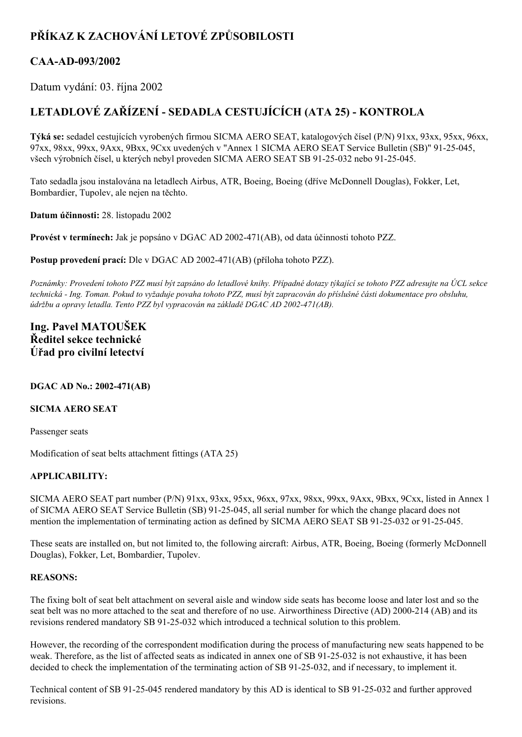# PŘÍKAZ K ZACHOVÁNÍ LETOVÉ ZPŮSOBILOSTI

## CAA-AD-093/2002

Datum vydání: 03. října 2002

## LETADLOVÉ ZAŘÍZENÍ - SEDADLA CESTUJÍCÍCH (ATA 25) - KONTROLA

**Týká se:** sedadel cestujících vyrobených firmou SICMA AERO SEAT, katalogových čísel (P/N) 91xx, 93xx, 95xx, 96xx, 97xx, 98xx, 99xx, 9Axx, 9Bxx, 9Cxx uvedených v "Annex 1 SICMA AERO SEAT Service Bulletin (SB)" 91-25-045, všech výrobních čísel, u kterých nebyl proveden SICMA AERO SEAT SB 91-25-032 nebo 91-25-045.

Tato sedadla jsou instalována na letadlech Airbus, ATR, Boeing, Boeing (dříve McDonnell Douglas), Fokker, Let, Bombardier, Tupolev, ale nejen na těchto.

**Datum účinnosti:** 28. listopadu 2002

**Provést v termínech:** Jak je popsáno v DGAC AD 2002-471(AB), od data účinnosti tohoto PZZ.

**Postup provedení prací:** Dle v DGAC AD 2002-471(AB) (příloha tohoto PZZ).

*Poznámky: Provedení tohoto PZZ musí být zapsáno do letadlové knihy. Případné dotazy týkající se tohoto PZZ adresujte na ÚCL sekce technická - Ing. Toman. Pokud to vyžaduje povaha tohoto PZZ, musí být zapracován do příslušné části dokumentace pro obsluhu, údržbu a opravy letadla. Tento PZZ byl vypracován na základě DGAC AD 2002-471(AB).*

**Ing. Pavel MATOUŠEK**
**Ředitel sekce technické**
**Úřad pro civilní letectví**

**DGAC AD No.: 2002-471(AB)**

**SICMA AERO SEAT**

Passenger seats

Modification of seat belts attachment fittings (ATA 25)

**APPLICABILITY:**

SICMA AERO SEAT part number (P/N) 91xx, 93xx, 95xx, 96xx, 97xx, 98xx, 99xx, 9Axx, 9Bxx, 9Cxx, listed in Annex 1 of SICMA AERO SEAT Service Bulletin (SB) 91-25-045, all serial number for which the change placard does not mention the implementation of terminating action as defined by SICMA AERO SEAT SB 91-25-032 or 91-25-045.

These seats are installed on, but not limited to, the following aircraft: Airbus, ATR, Boeing, Boeing (formerly McDonnell Douglas), Fokker, Let, Bombardier, Tupolev.

**REASONS:**

The fixing bolt of seat belt attachment on several aisle and window side seats has become loose and later lost and so the seat belt was no more attached to the seat and therefore of no use. Airworthiness Directive (AD) 2000-214 (AB) and its revisions rendered mandatory SB 91-25-032 which introduced a technical solution to this problem.

However, the recording of the correspondent modification during the process of manufacturing new seats happened to be weak. Therefore, as the list of affected seats as indicated in annex one of SB 91-25-032 is not exhaustive, it has been decided to check the implementation of the terminating action of SB 91-25-032, and if necessary, to implement it.

Technical content of SB 91-25-045 rendered mandatory by this AD is identical to SB 91-25-032 and further approved revisions.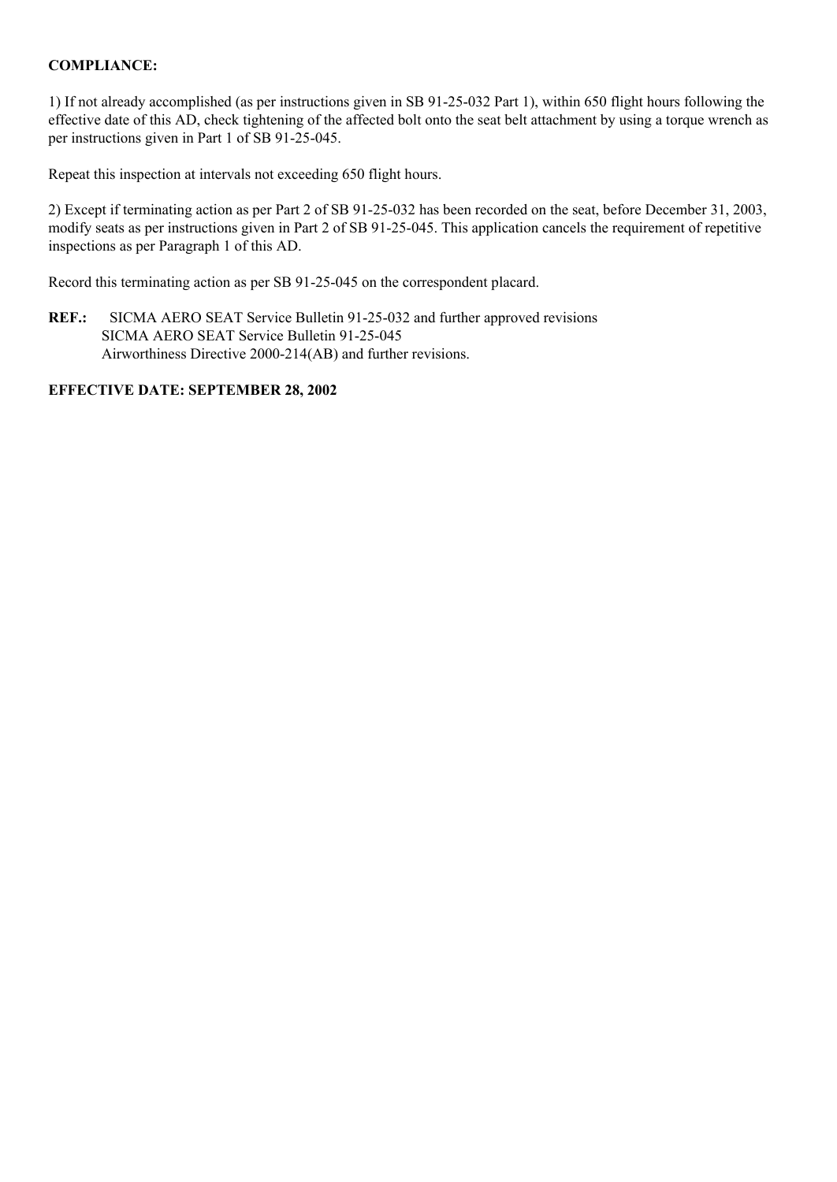**COMPLIANCE:**

1) If not already accomplished (as per instructions given in SB 91-25-032 Part 1), within 650 flight hours following the effective date of this AD, check tightening of the affected bolt onto the seat belt attachment by using a torque wrench as per instructions given in Part 1 of SB 91-25-045.

Repeat this inspection at intervals not exceeding 650 flight hours.

2) Except if terminating action as per Part 2 of SB 91-25-032 has been recorded on the seat, before December 31, 2003, modify seats as per instructions given in Part 2 of SB 91-25-045. This application cancels the requirement of repetitive inspections as per Paragraph 1 of this AD.

Record this terminating action as per SB 91-25-045 on the correspondent placard.

**REF.:** SICMA AERO SEAT Service Bulletin 91-25-032 and further approved revisions
SICMA AERO SEAT Service Bulletin 91-25-045
Airworthiness Directive 2000-214(AB) and further revisions.

**EFFECTIVE DATE: SEPTEMBER 28, 2002**